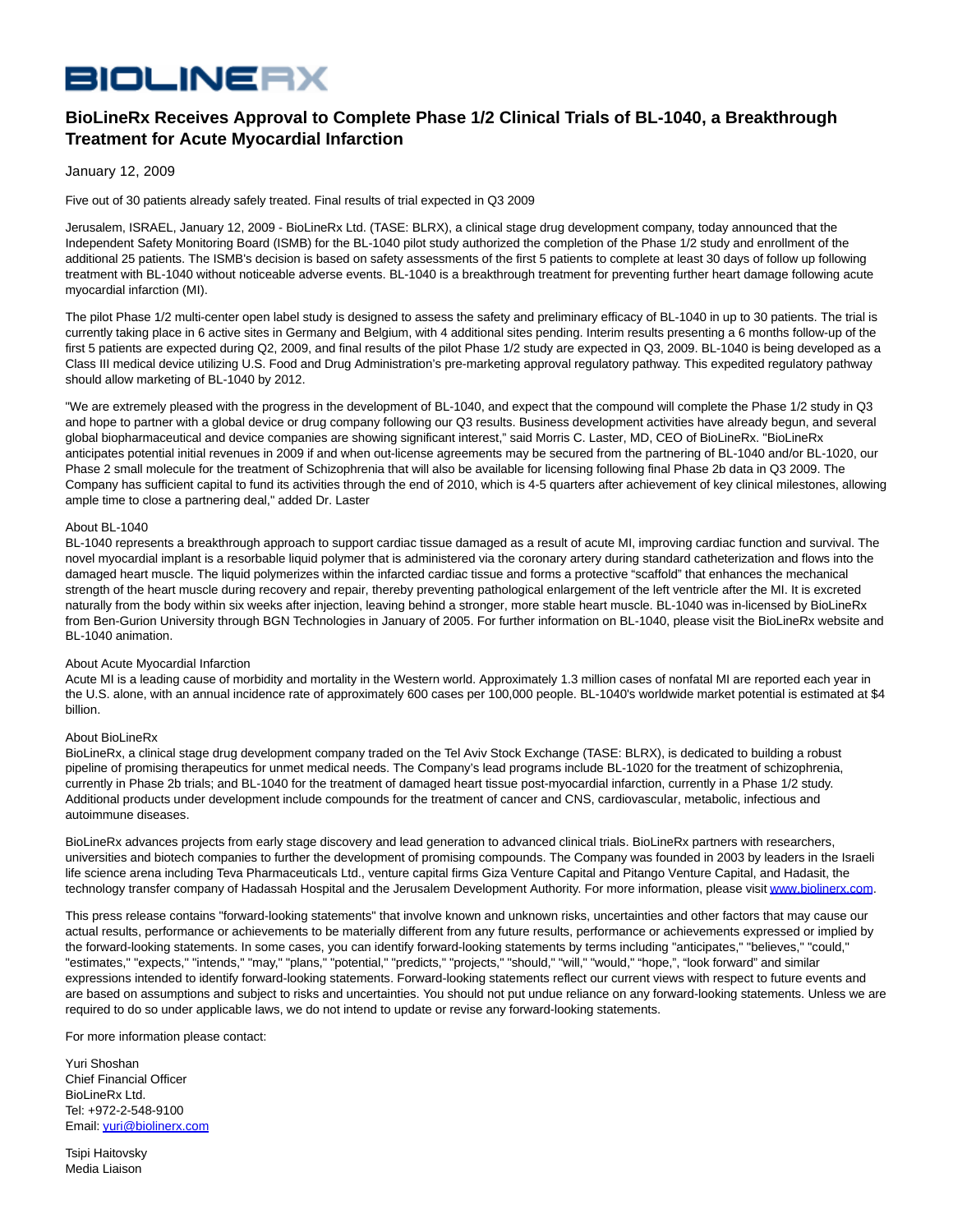BIOLINERX

# BioLineRx Receives Approval to Complete Phase 1/2 Clinical Trials of BL-1040, a Breakthrough Treatment for Acute Myocardial Infarction

January 12, 2009

Five out of 30 patients already safely treated. Final results of trial expected in Q3 2009

Jerusalem, ISRAEL, January 12, 2009 - BioLineRx Ltd. (TASE: BLRX), a clinical stage drug development company, today announced that the Independent Safety Monitoring Board (ISMB) for the BL-1040 pilot study authorized the completion of the Phase 1/2 study and enrollment of the additional 25 patients. The ISMB's decision is based on safety assessments of the first 5 patients to complete at least 30 days of follow up following treatment with BL-1040 without noticeable adverse events. BL-1040 is a breakthrough treatment for preventing further heart damage following acute myocardial infarction (MI).

The pilot Phase 1/2 multi-center open label study is designed to assess the safety and preliminary efficacy of BL-1040 in up to 30 patients. The trial is currently taking place in 6 active sites in Germany and Belgium, with 4 additional sites pending. Interim results presenting a 6 months follow-up of the first 5 patients are expected during Q2, 2009, and final results of the pilot Phase 1/2 study are expected in Q3, 2009. BL-1040 is being developed as a Class III medical device utilizing U.S. Food and Drug Administration's pre-marketing approval regulatory pathway. This expedited regulatory pathway should allow marketing of BL-1040 by 2012.

"We are extremely pleased with the progress in the development of BL-1040, and expect that the compound will complete the Phase 1/2 study in Q3 and hope to partner with a global device or drug company following our Q3 results. Business development activities have already begun, and several global biopharmaceutical and device companies are showing significant interest," said Morris C. Laster, MD, CEO of BioLineRx. "BioLineRx anticipates potential initial revenues in 2009 if and when out-license agreements may be secured from the partnering of BL-1040 and/or BL-1020, our Phase 2 small molecule for the treatment of Schizophrenia that will also be available for licensing following final Phase 2b data in Q3 2009. The Company has sufficient capital to fund its activities through the end of 2010, which is 4-5 quarters after achievement of key clinical milestones, allowing ample time to close a partnering deal," added Dr. Laster

About BL-1040

BL-1040 represents a breakthrough approach to support cardiac tissue damaged as a result of acute MI, improving cardiac function and survival. The novel myocardial implant is a resorbable liquid polymer that is administered via the coronary artery during standard catheterization and flows into the damaged heart muscle. The liquid polymerizes within the infarcted cardiac tissue and forms a protective "scaffold" that enhances the mechanical strength of the heart muscle during recovery and repair, thereby preventing pathological enlargement of the left ventricle after the MI. It is excreted naturally from the body within six weeks after injection, leaving behind a stronger, more stable heart muscle. BL-1040 was in-licensed by BioLineRx from Ben-Gurion University through BGN Technologies in January of 2005. For further information on BL-1040, please visit the BioLineRx website and BL-1040 animation.

About Acute Myocardial Infarction

Acute MI is a leading cause of morbidity and mortality in the Western world. Approximately 1.3 million cases of nonfatal MI are reported each year in the U.S. alone, with an annual incidence rate of approximately 600 cases per 100,000 people. BL-1040's worldwide market potential is estimated at $4 billion.

About BioLineRx

BioLineRx, a clinical stage drug development company traded on the Tel Aviv Stock Exchange (TASE: BLRX), is dedicated to building a robust pipeline of promising therapeutics for unmet medical needs. The Company's lead programs include BL-1020 for the treatment of schizophrenia, currently in Phase 2b trials; and BL-1040 for the treatment of damaged heart tissue post-myocardial infarction, currently in a Phase 1/2 study. Additional products under development include compounds for the treatment of cancer and CNS, cardiovascular, metabolic, infectious and autoimmune diseases.

BioLineRx advances projects from early stage discovery and lead generation to advanced clinical trials. BioLineRx partners with researchers, universities and biotech companies to further the development of promising compounds. The Company was founded in 2003 by leaders in the Israeli life science arena including Teva Pharmaceuticals Ltd., venture capital firms Giza Venture Capital and Pitango Venture Capital, and Hadasit, the technology transfer company of Hadassah Hospital and the Jerusalem Development Authority. For more information, please visit www.biolinerx.com.

This press release contains "forward-looking statements" that involve known and unknown risks, uncertainties and other factors that may cause our actual results, performance or achievements to be materially different from any future results, performance or achievements expressed or implied by the forward-looking statements. In some cases, you can identify forward-looking statements by terms including "anticipates," "believes," "could," "estimates," "expects," "intends," "may," "plans," "potential," "predicts," "projects," "should," "will," "would," "hope,", "look forward" and similar expressions intended to identify forward-looking statements. Forward-looking statements reflect our current views with respect to future events and are based on assumptions and subject to risks and uncertainties. You should not put undue reliance on any forward-looking statements. Unless we are required to do so under applicable laws, we do not intend to update or revise any forward-looking statements.

For more information please contact:

Yuri Shoshan
Chief Financial Officer
BioLineRx Ltd.
Tel: +972-2-548-9100
Email: yuri@biolinerx.com

Tsipi Haitovsky
Media Liaison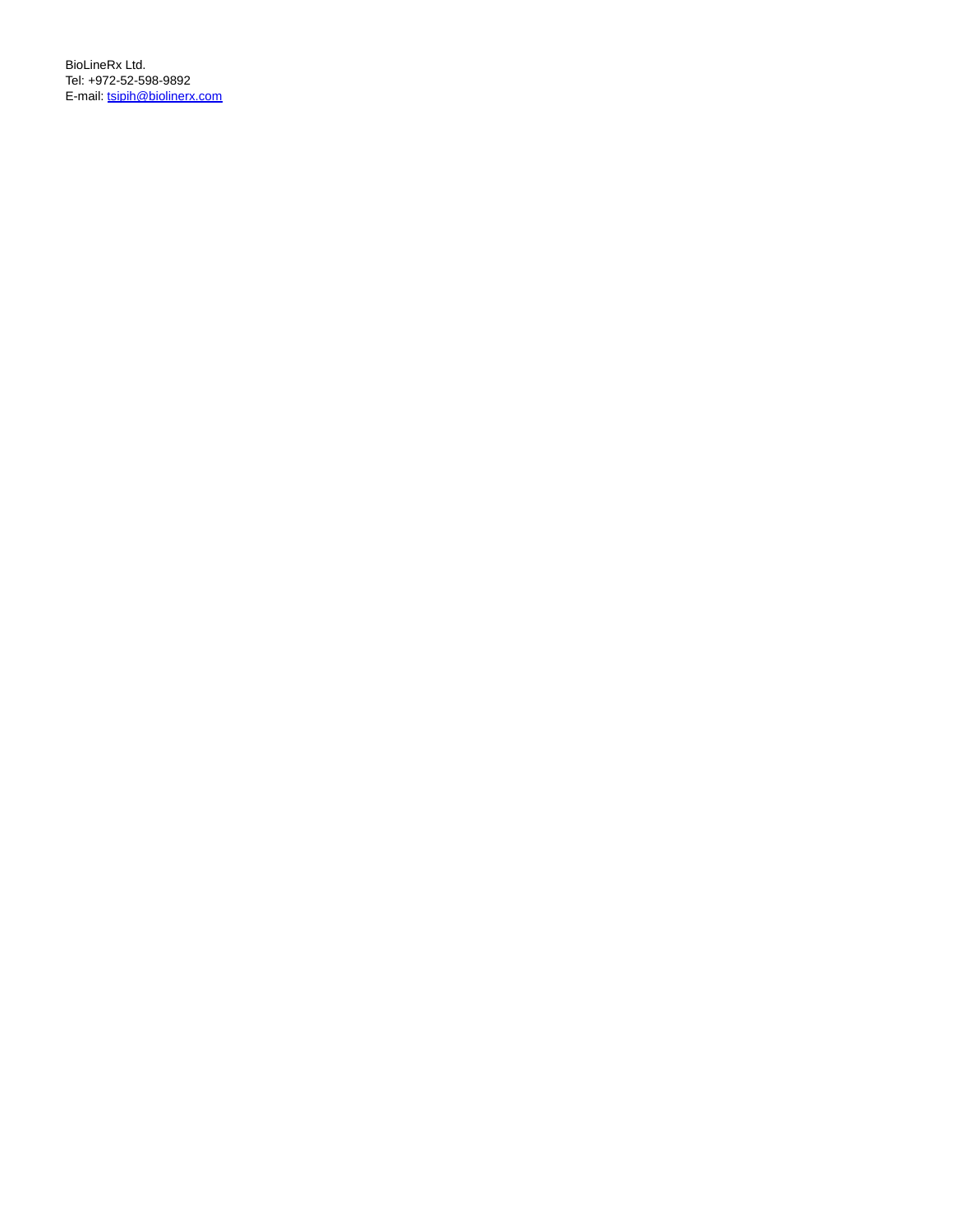BioLineRx Ltd.
Tel: +972-52-598-9892
E-mail: [tsipih@biolinerx.com](mailto:tsipih@biolinerx.com)